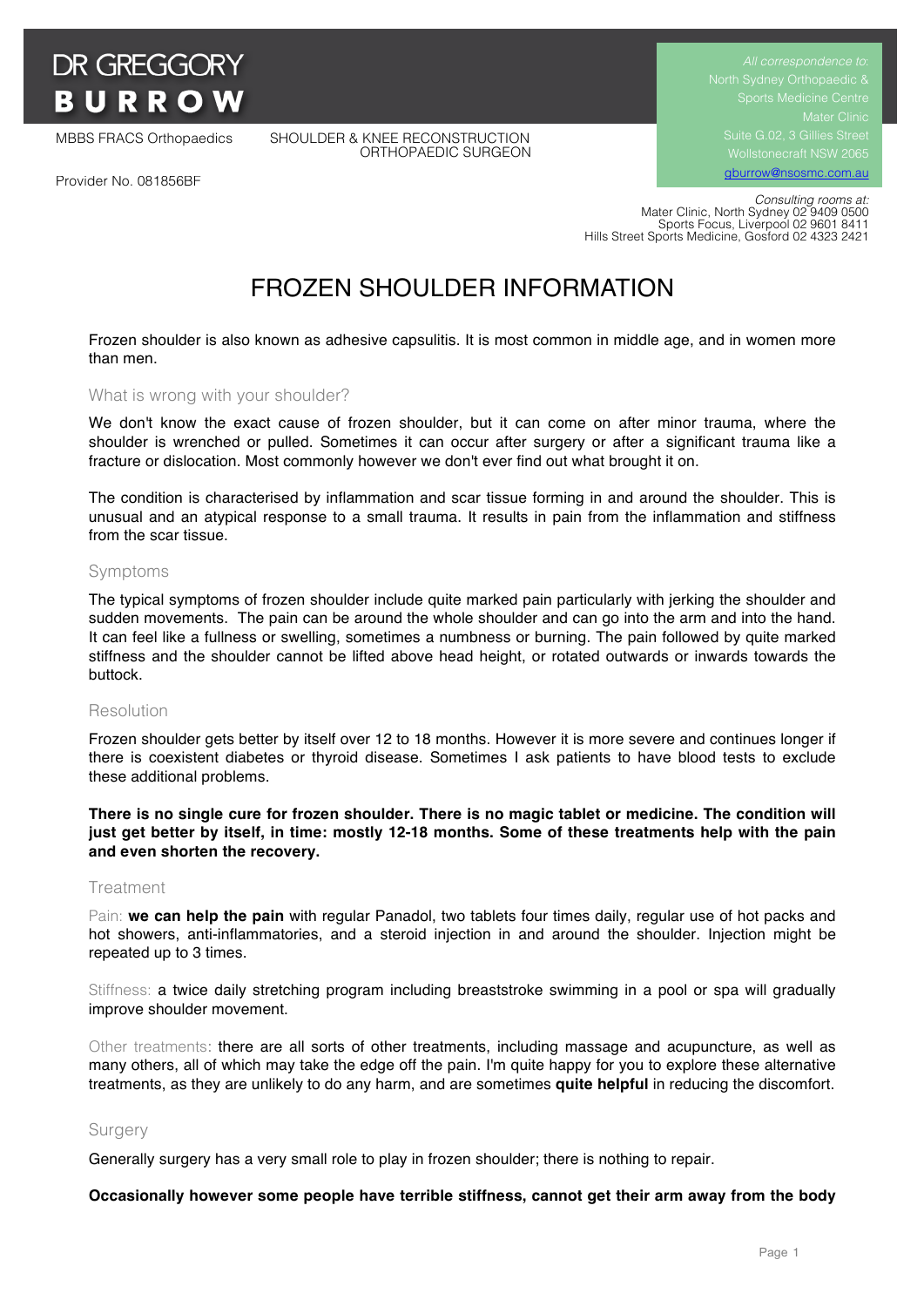# DR GREGGORY BURROW

MBBS FRACS Orthopaedics

SHOULDER & KNEE RECONSTRUCTION ORTHOPAEDIC SURGEON

Provider No. 081856BF

*All correspondence to:*
North Sydney Orthopaedic & Sports Medicine Centre
Mater Clinic
Suite G.02, 3 Gillies Street
Wollstonecraft NSW 2065
gburrow@nsosmc.com.au

*Consulting rooms at:*
Mater Clinic, North Sydney 02 9409 0500
Sports Focus, Liverpool 02 9601 8411
Hills Street Sports Medicine, Gosford 02 4323 2421

# FROZEN SHOULDER INFORMATION

Frozen shoulder is also known as adhesive capsulitis. It is most common in middle age, and in women more than men.

## What is wrong with your shoulder?

We don't know the exact cause of frozen shoulder, but it can come on after minor trauma, where the shoulder is wrenched or pulled. Sometimes it can occur after surgery or after a significant trauma like a fracture or dislocation. Most commonly however we don't ever find out what brought it on.

The condition is characterised by inflammation and scar tissue forming in and around the shoulder. This is unusual and an atypical response to a small trauma. It results in pain from the inflammation and stiffness from the scar tissue.

## Symptoms

The typical symptoms of frozen shoulder include quite marked pain particularly with jerking the shoulder and sudden movements. The pain can be around the whole shoulder and can go into the arm and into the hand. It can feel like a fullness or swelling, sometimes a numbness or burning. The pain followed by quite marked stiffness and the shoulder cannot be lifted above head height, or rotated outwards or inwards towards the buttock.

## Resolution

Frozen shoulder gets better by itself over 12 to 18 months. However it is more severe and continues longer if there is coexistent diabetes or thyroid disease. Sometimes I ask patients to have blood tests to exclude these additional problems.

**There is no single cure for frozen shoulder. There is no magic tablet or medicine. The condition will just get better by itself, in time: mostly 12-18 months. Some of these treatments help with the pain and even shorten the recovery.**

## Treatment

Pain: **we can help the pain** with regular Panadol, two tablets four times daily, regular use of hot packs and hot showers, anti-inflammatories, and a steroid injection in and around the shoulder. Injection might be repeated up to 3 times.

Stiffness: a twice daily stretching program including breaststroke swimming in a pool or spa will gradually improve shoulder movement.

Other treatments: there are all sorts of other treatments, including massage and acupuncture, as well as many others, all of which may take the edge off the pain. I'm quite happy for you to explore these alternative treatments, as they are unlikely to do any harm, and are sometimes **quite helpful** in reducing the discomfort.

## Surgery

Generally surgery has a very small role to play in frozen shoulder; there is nothing to repair.

**Occasionally however some people have terrible stiffness, cannot get their arm away from the body**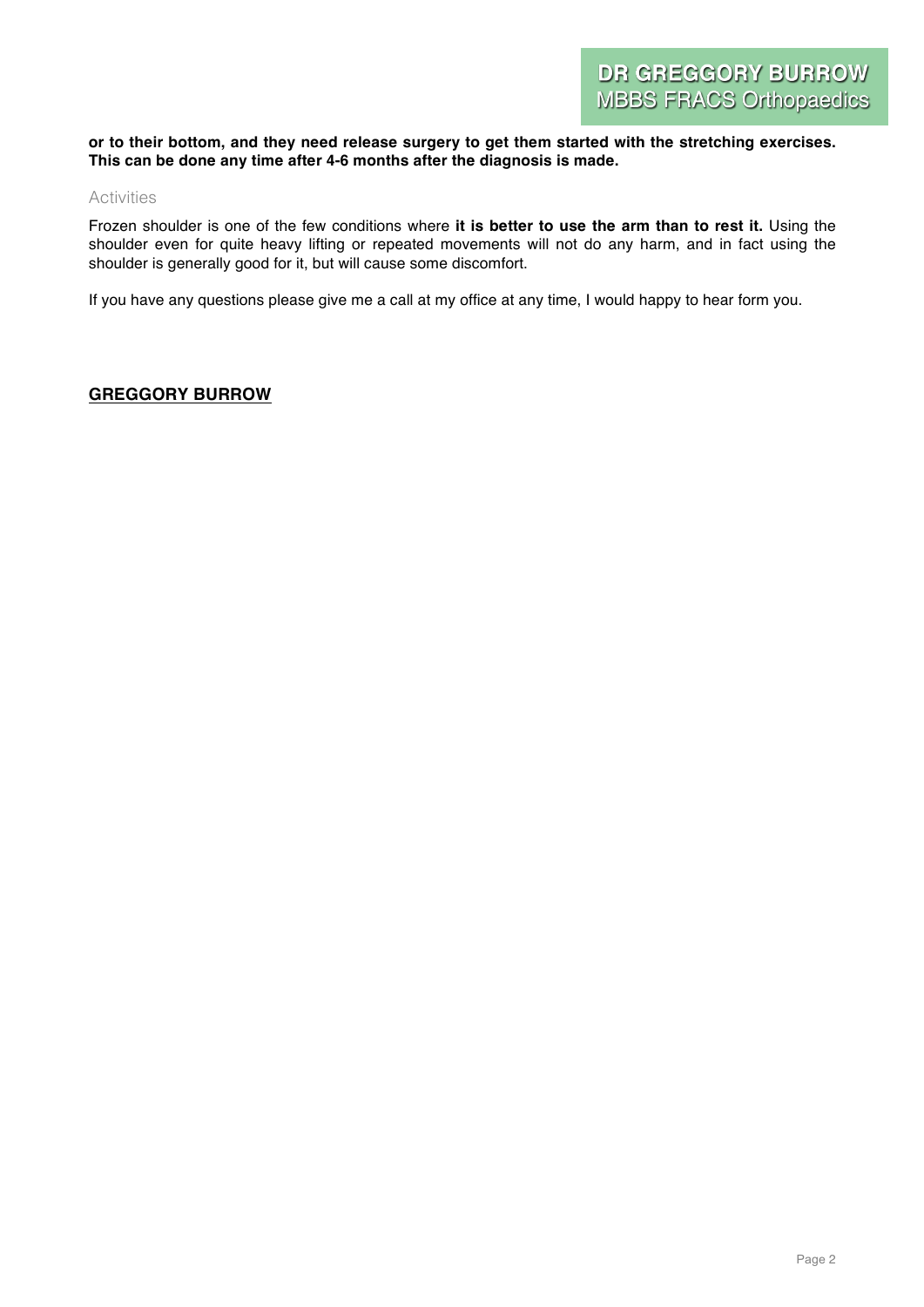**or to their bottom, and they need release surgery to get them started with the stretching exercises. This can be done any time after 4-6 months after the diagnosis is made.**

## Activities

Frozen shoulder is one of the few conditions where **it is better to use the arm than to rest it.** Using the shoulder even for quite heavy lifting or repeated movements will not do any harm, and in fact using the shoulder is generally good for it, but will cause some discomfort.

If you have any questions please give me a call at my office at any time, I would happy to hear form you.

**GREGGORY BURROW**